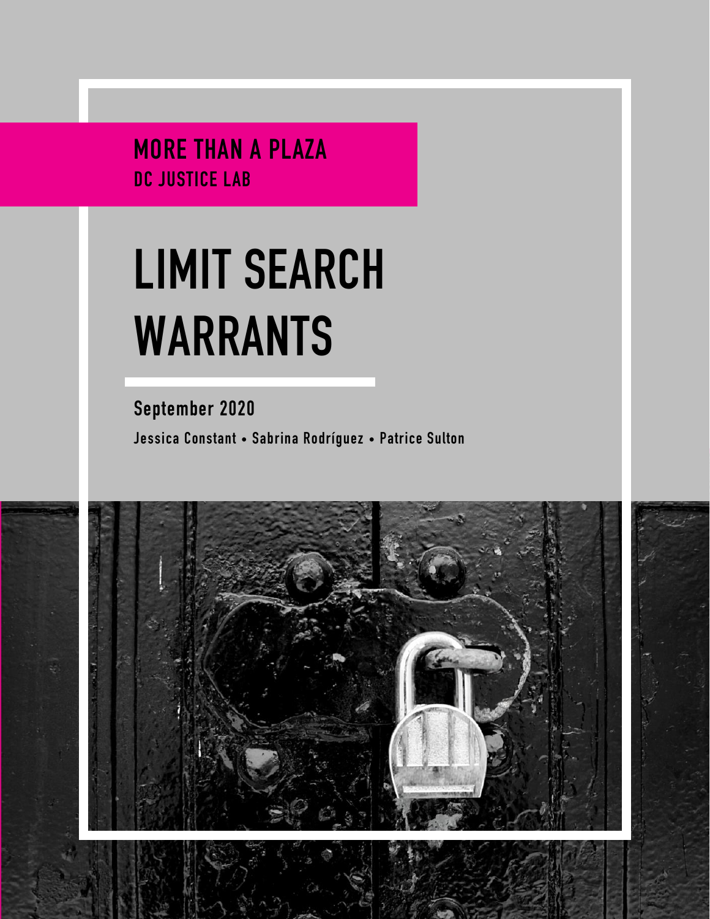**MORE THAN A PLAZA**
**DC JUSTICE LAB**

# LIMIT SEARCH WARRANTS

**September 2020**

**Jessica Constant • Sabrina Rodríguez • Patrice Sulton**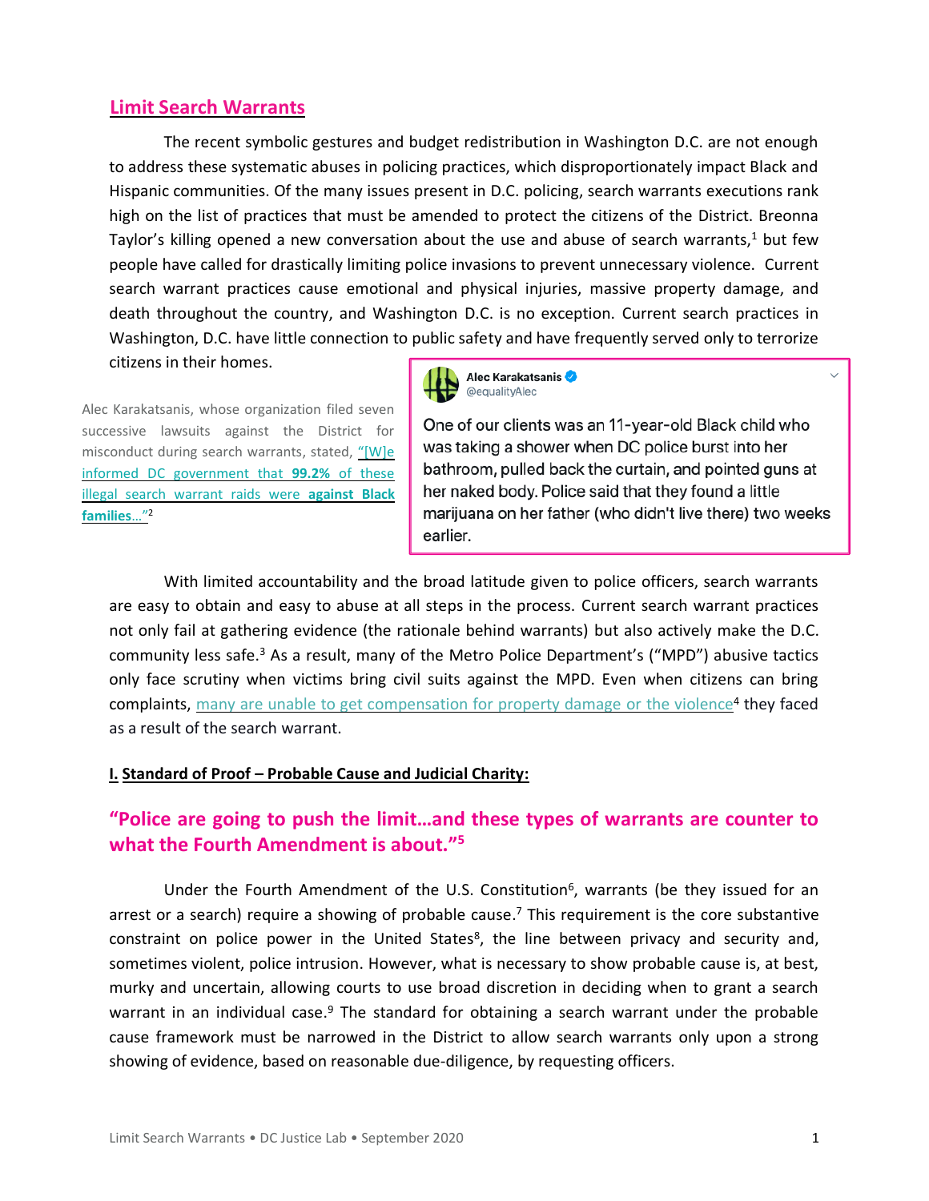## Limit Search Warrants

The recent symbolic gestures and budget redistribution in Washington D.C. are not enough to address these systematic abuses in policing practices, which disproportionately impact Black and Hispanic communities. Of the many issues present in D.C. policing, search warrants executions rank high on the list of practices that must be amended to protect the citizens of the District. Breonna Taylor's killing opened a new conversation about the use and abuse of search warrants,[1] but few people have called for drastically limiting police invasions to prevent unnecessary violence. Current search warrant practices cause emotional and physical injuries, massive property damage, and death throughout the country, and Washington D.C. is no exception. Current search practices in Washington, D.C. have little connection to public safety and have frequently served only to terrorize citizens in their homes.

Alec Karakatsanis, whose organization filed seven successive lawsuits against the District for misconduct during search warrants, stated, "[W]e informed DC government that **99.2%** of these illegal search warrant raids were **against Black families**…"[2]

> **Alec Karakatsanis** @equalityAlec
>
> One of our clients was an 11-year-old Black child who was taking a shower when DC police burst into her bathroom, pulled back the curtain, and pointed guns at her naked body. Police said that they found a little marijuana on her father (who didn't live there) two weeks earlier.

With limited accountability and the broad latitude given to police officers, search warrants are easy to obtain and easy to abuse at all steps in the process. Current search warrant practices not only fail at gathering evidence (the rationale behind warrants) but also actively make the D.C. community less safe.[3] As a result, many of the Metro Police Department's ("MPD") abusive tactics only face scrutiny when victims bring civil suits against the MPD. Even when citizens can bring complaints, many are unable to get compensation for property damage or the violence[4] they faced as a result of the search warrant.

### I. Standard of Proof – Probable Cause and Judicial Charity:

**"Police are going to push the limit…and these types of warrants are counter to what the Fourth Amendment is about."[5]**

Under the Fourth Amendment of the U.S. Constitution[6], warrants (be they issued for an arrest or a search) require a showing of probable cause.[7] This requirement is the core substantive constraint on police power in the United States[8], the line between privacy and security and, sometimes violent, police intrusion. However, what is necessary to show probable cause is, at best, murky and uncertain, allowing courts to use broad discretion in deciding when to grant a search warrant in an individual case.[9] The standard for obtaining a search warrant under the probable cause framework must be narrowed in the District to allow search warrants only upon a strong showing of evidence, based on reasonable due-diligence, by requesting officers.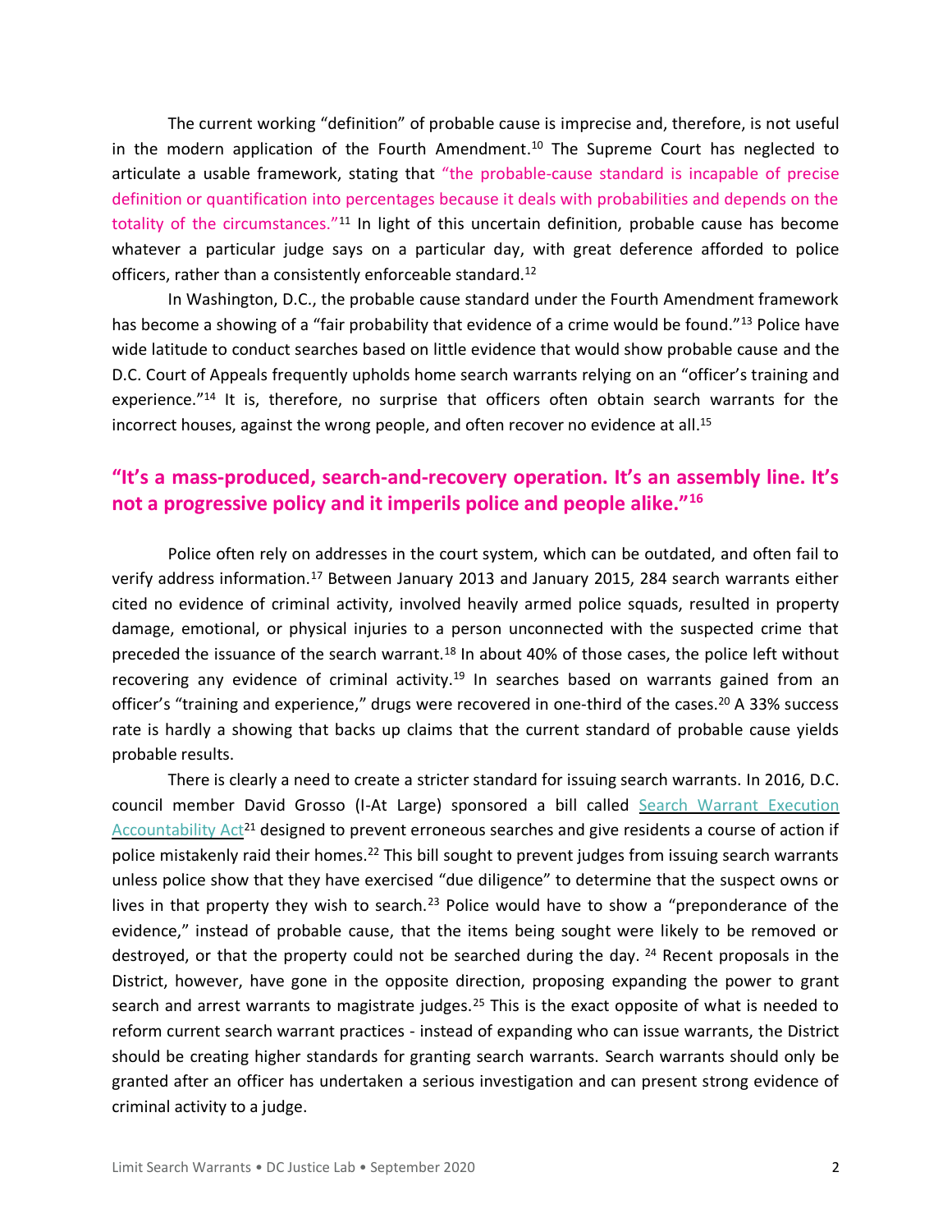The current working "definition" of probable cause is imprecise and, therefore, is not useful in the modern application of the Fourth Amendment.[10] The Supreme Court has neglected to articulate a usable framework, stating that "the probable-cause standard is incapable of precise definition or quantification into percentages because it deals with probabilities and depends on the totality of the circumstances."[11] In light of this uncertain definition, probable cause has become whatever a particular judge says on a particular day, with great deference afforded to police officers, rather than a consistently enforceable standard.[12]

In Washington, D.C., the probable cause standard under the Fourth Amendment framework has become a showing of a "fair probability that evidence of a crime would be found."[13] Police have wide latitude to conduct searches based on little evidence that would show probable cause and the D.C. Court of Appeals frequently upholds home search warrants relying on an "officer's training and experience."[14] It is, therefore, no surprise that officers often obtain search warrants for the incorrect houses, against the wrong people, and often recover no evidence at all.[15]

**"It's a mass-produced, search-and-recovery operation. It's an assembly line. It's not a progressive policy and it imperils police and people alike."[16]**

Police often rely on addresses in the court system, which can be outdated, and often fail to verify address information.[17] Between January 2013 and January 2015, 284 search warrants either cited no evidence of criminal activity, involved heavily armed police squads, resulted in property damage, emotional, or physical injuries to a person unconnected with the suspected crime that preceded the issuance of the search warrant.[18] In about 40% of those cases, the police left without recovering any evidence of criminal activity.[19] In searches based on warrants gained from an officer's "training and experience," drugs were recovered in one-third of the cases.[20] A 33% success rate is hardly a showing that backs up claims that the current standard of probable cause yields probable results.

There is clearly a need to create a stricter standard for issuing search warrants. In 2016, D.C. council member David Grosso (I-At Large) sponsored a bill called Search Warrant Execution Accountability Act[21] designed to prevent erroneous searches and give residents a course of action if police mistakenly raid their homes.[22] This bill sought to prevent judges from issuing search warrants unless police show that they have exercised "due diligence" to determine that the suspect owns or lives in that property they wish to search.[23] Police would have to show a "preponderance of the evidence," instead of probable cause, that the items being sought were likely to be removed or destroyed, or that the property could not be searched during the day.[24] Recent proposals in the District, however, have gone in the opposite direction, proposing expanding the power to grant search and arrest warrants to magistrate judges.[25] This is the exact opposite of what is needed to reform current search warrant practices - instead of expanding who can issue warrants, the District should be creating higher standards for granting search warrants. Search warrants should only be granted after an officer has undertaken a serious investigation and can present strong evidence of criminal activity to a judge.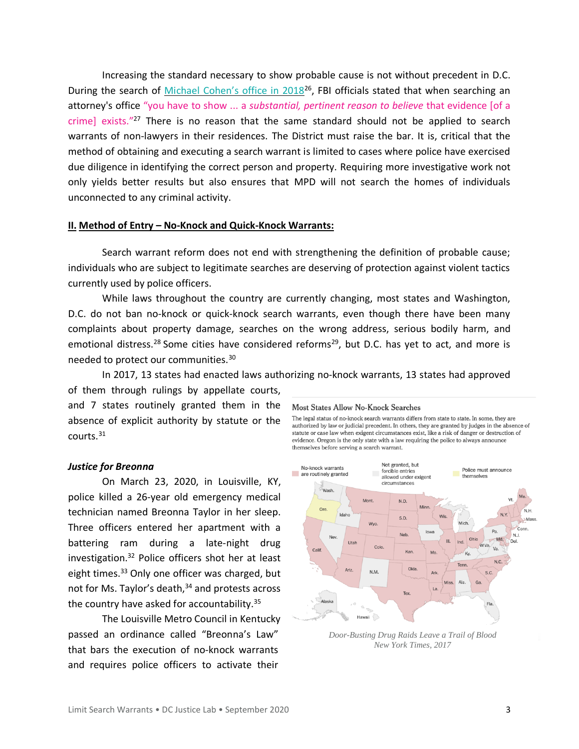Increasing the standard necessary to show probable cause is not without precedent in D.C. During the search of [Michael Cohen's office in 2018][26], FBI officials stated that when searching an attorney's office "you have to show ... a *substantial, pertinent reason to believe* that evidence [of a crime] exists."[27] There is no reason that the same standard should not be applied to search warrants of non-lawyers in their residences. The District must raise the bar. It is, critical that the method of obtaining and executing a search warrant is limited to cases where police have exercised due diligence in identifying the correct person and property. Requiring more investigative work not only yields better results but also ensures that MPD will not search the homes of individuals unconnected to any criminal activity.

## II. Method of Entry – No-Knock and Quick-Knock Warrants:

Search warrant reform does not end with strengthening the definition of probable cause; individuals who are subject to legitimate searches are deserving of protection against violent tactics currently used by police officers.

While laws throughout the country are currently changing, most states and Washington, D.C. do not ban no-knock or quick-knock search warrants, even though there have been many complaints about property damage, searches on the wrong address, serious bodily harm, and emotional distress.[28] Some cities have considered reforms[29], but D.C. has yet to act, and more is needed to protect our communities.[30]

In 2017, 13 states had enacted laws authorizing no-knock warrants, 13 states had approved of them through rulings by appellate courts, and 7 states routinely granted them in the absence of explicit authority by statute or the courts.[31]

**Most States Allow No-Knock Searches**

The legal status of no-knock search warrants differs from state to state. In some, they are authorized by law or judicial precedent. In others, they are granted by judges in the absence of statute or case law when exigent circumstances exist, like a risk of danger or destruction of evidence. Oregon is the only state with a law requiring the police to always announce themselves before serving a search warrant.

No-knock warrants are routinely granted | Not granted, but forcible entries allowed under exigent circumstances | Police must announce themselves

*Door-Busting Drug Raids Leave a Trail of Blood*
*New York Times, 2017*

### *Justice for Breonna*

On March 23, 2020, in Louisville, KY, police killed a 26-year old emergency medical technician named Breonna Taylor in her sleep. Three officers entered her apartment with a battering ram during a late-night drug investigation.[32] Police officers shot her at least eight times.[33] Only one officer was charged, but not for Ms. Taylor's death,[34] and protests across the country have asked for accountability.[35]

The Louisville Metro Council in Kentucky passed an ordinance called "Breonna's Law" that bars the execution of no-knock warrants and requires police officers to activate their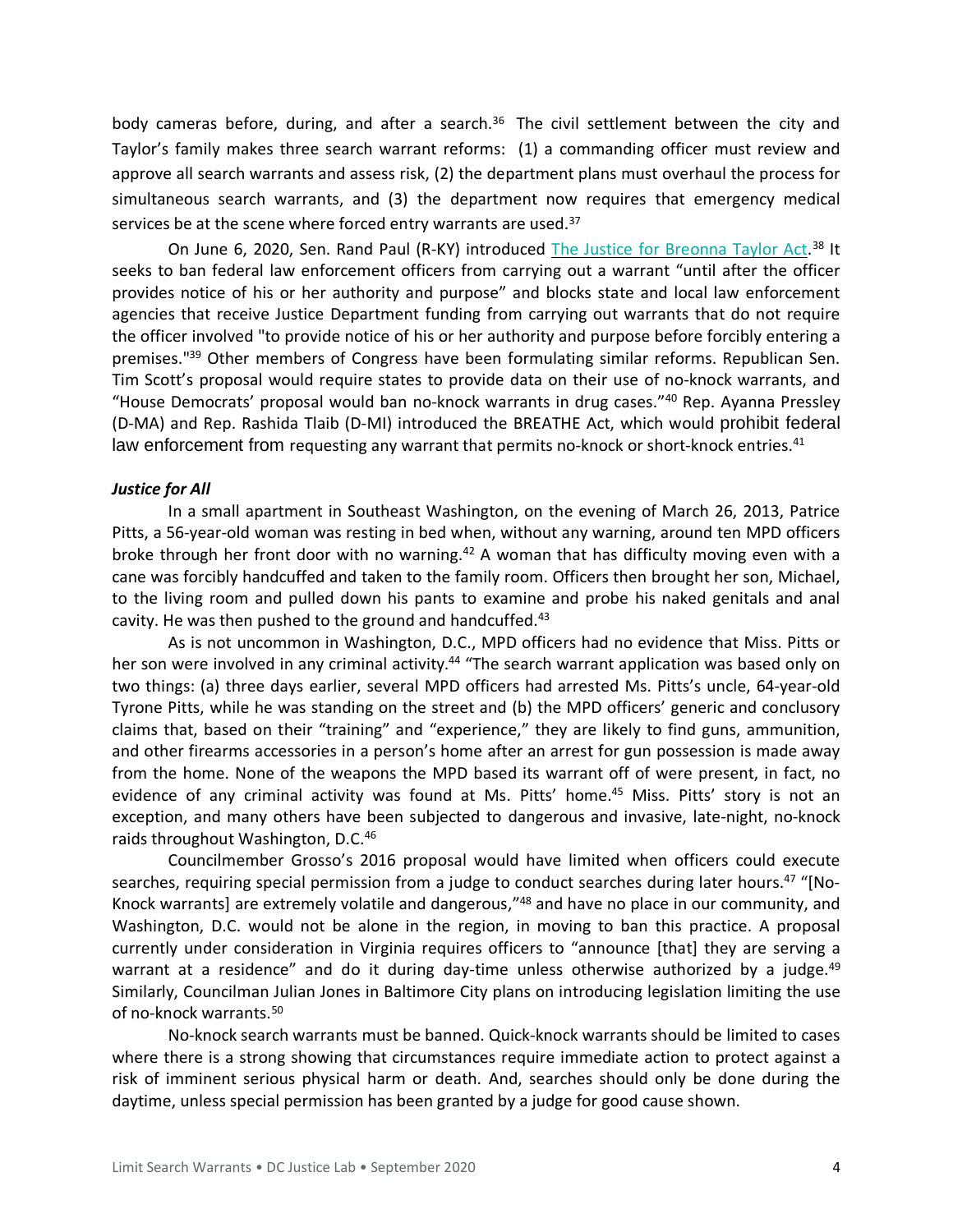body cameras before, during, and after a search.[36] The civil settlement between the city and Taylor's family makes three search warrant reforms: (1) a commanding officer must review and approve all search warrants and assess risk, (2) the department plans must overhaul the process for simultaneous search warrants, and (3) the department now requires that emergency medical services be at the scene where forced entry warrants are used.[37]

On June 6, 2020, Sen. Rand Paul (R-KY) introduced The Justice for Breonna Taylor Act.[38] It seeks to ban federal law enforcement officers from carrying out a warrant "until after the officer provides notice of his or her authority and purpose" and blocks state and local law enforcement agencies that receive Justice Department funding from carrying out warrants that do not require the officer involved "to provide notice of his or her authority and purpose before forcibly entering a premises."[39] Other members of Congress have been formulating similar reforms. Republican Sen. Tim Scott's proposal would require states to provide data on their use of no-knock warrants, and "House Democrats' proposal would ban no-knock warrants in drug cases."[40] Rep. Ayanna Pressley (D-MA) and Rep. Rashida Tlaib (D-MI) introduced the BREATHE Act, which would prohibit federal law enforcement from requesting any warrant that permits no-knock or short-knock entries.[41]

### *Justice for All*

In a small apartment in Southeast Washington, on the evening of March 26, 2013, Patrice Pitts, a 56-year-old woman was resting in bed when, without any warning, around ten MPD officers broke through her front door with no warning.[42] A woman that has difficulty moving even with a cane was forcibly handcuffed and taken to the family room. Officers then brought her son, Michael, to the living room and pulled down his pants to examine and probe his naked genitals and anal cavity. He was then pushed to the ground and handcuffed.[43]

As is not uncommon in Washington, D.C., MPD officers had no evidence that Miss. Pitts or her son were involved in any criminal activity.[44] "The search warrant application was based only on two things: (a) three days earlier, several MPD officers had arrested Ms. Pitts's uncle, 64-year-old Tyrone Pitts, while he was standing on the street and (b) the MPD officers' generic and conclusory claims that, based on their "training" and "experience," they are likely to find guns, ammunition, and other firearms accessories in a person's home after an arrest for gun possession is made away from the home. None of the weapons the MPD based its warrant off of were present, in fact, no evidence of any criminal activity was found at Ms. Pitts' home.[45] Miss. Pitts' story is not an exception, and many others have been subjected to dangerous and invasive, late-night, no-knock raids throughout Washington, D.C.[46]

Councilmember Grosso's 2016 proposal would have limited when officers could execute searches, requiring special permission from a judge to conduct searches during later hours.[47] "[No-Knock warrants] are extremely volatile and dangerous,"[48] and have no place in our community, and Washington, D.C. would not be alone in the region, in moving to ban this practice. A proposal currently under consideration in Virginia requires officers to "announce [that] they are serving a warrant at a residence" and do it during day-time unless otherwise authorized by a judge.[49] Similarly, Councilman Julian Jones in Baltimore City plans on introducing legislation limiting the use of no-knock warrants.[50]

No-knock search warrants must be banned. Quick-knock warrants should be limited to cases where there is a strong showing that circumstances require immediate action to protect against a risk of imminent serious physical harm or death. And, searches should only be done during the daytime, unless special permission has been granted by a judge for good cause shown.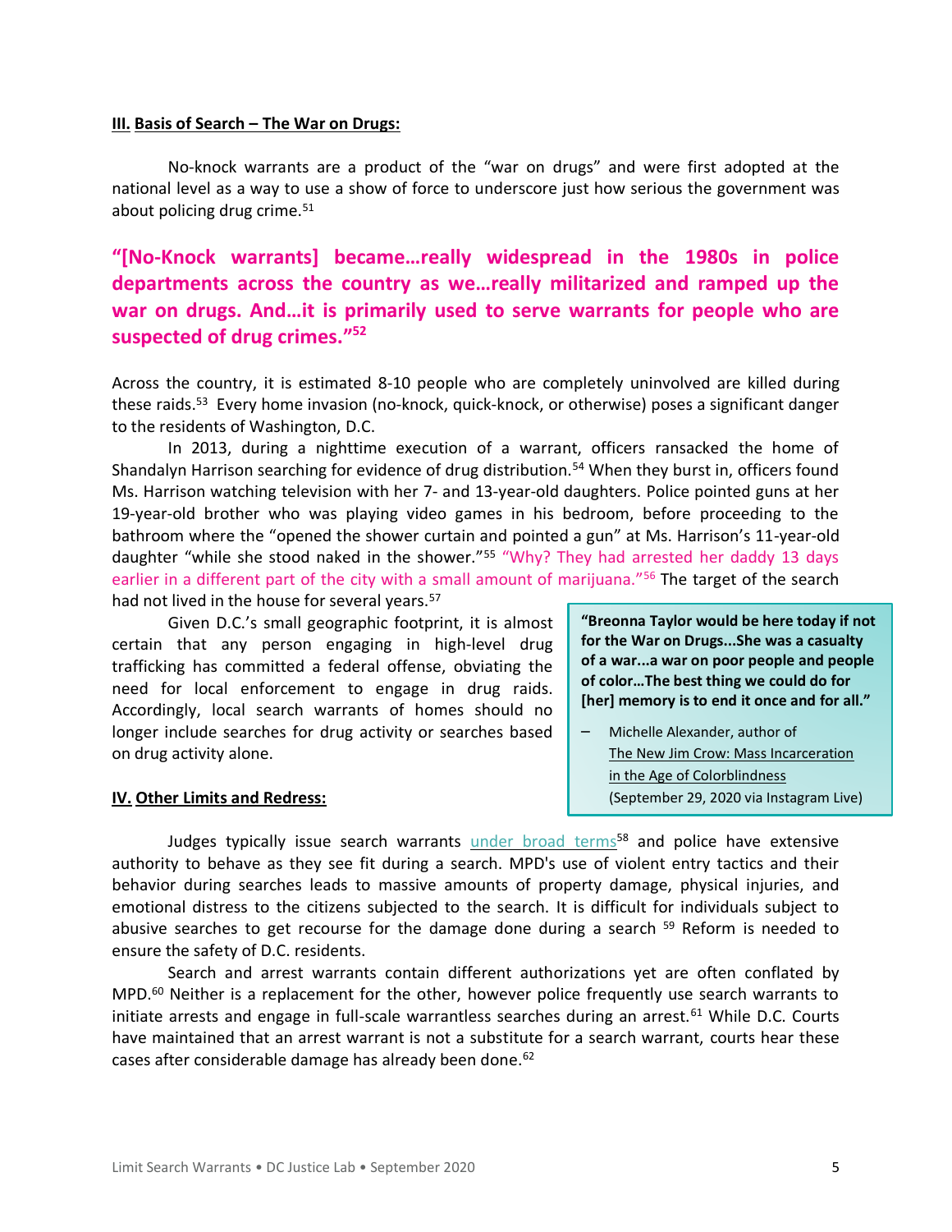**III. Basis of Search – The War on Drugs:**

No-knock warrants are a product of the "war on drugs" and were first adopted at the national level as a way to use a show of force to underscore just how serious the government was about policing drug crime.[51]

**"[No-Knock warrants] became…really widespread in the 1980s in police departments across the country as we…really militarized and ramped up the war on drugs. And…it is primarily used to serve warrants for people who are suspected of drug crimes."[52]**

Across the country, it is estimated 8-10 people who are completely uninvolved are killed during these raids.[53] Every home invasion (no-knock, quick-knock, or otherwise) poses a significant danger to the residents of Washington, D.C.

In 2013, during a nighttime execution of a warrant, officers ransacked the home of Shandalyn Harrison searching for evidence of drug distribution.[54] When they burst in, officers found Ms. Harrison watching television with her 7- and 13-year-old daughters. Police pointed guns at her 19-year-old brother who was playing video games in his bedroom, before proceeding to the bathroom where the "opened the shower curtain and pointed a gun" at Ms. Harrison's 11-year-old daughter "while she stood naked in the shower."[55] "Why? They had arrested her daddy 13 days earlier in a different part of the city with a small amount of marijuana."[56] The target of the search had not lived in the house for several years.[57]

Given D.C.'s small geographic footprint, it is almost certain that any person engaging in high-level drug trafficking has committed a federal offense, obviating the need for local enforcement to engage in drug raids. Accordingly, local search warrants of homes should no longer include searches for drug activity or searches based on drug activity alone.

> **"Breonna Taylor would be here today if not for the War on Drugs...She was a casualty of a war...a war on poor people and people of color…The best thing we could do for [her] memory is to end it once and for all."**
>
> – Michelle Alexander, author of The New Jim Crow: Mass Incarceration in the Age of Colorblindness (September 29, 2020 via Instagram Live)

**IV. Other Limits and Redress:**

Judges typically issue search warrants under broad terms[58] and police have extensive authority to behave as they see fit during a search. MPD's use of violent entry tactics and their behavior during searches leads to massive amounts of property damage, physical injuries, and emotional distress to the citizens subjected to the search. It is difficult for individuals subject to abusive searches to get recourse for the damage done during a search [59] Reform is needed to ensure the safety of D.C. residents.

Search and arrest warrants contain different authorizations yet are often conflated by MPD.[60] Neither is a replacement for the other, however police frequently use search warrants to initiate arrests and engage in full-scale warrantless searches during an arrest.[61] While D.C. Courts have maintained that an arrest warrant is not a substitute for a search warrant, courts hear these cases after considerable damage has already been done.[62]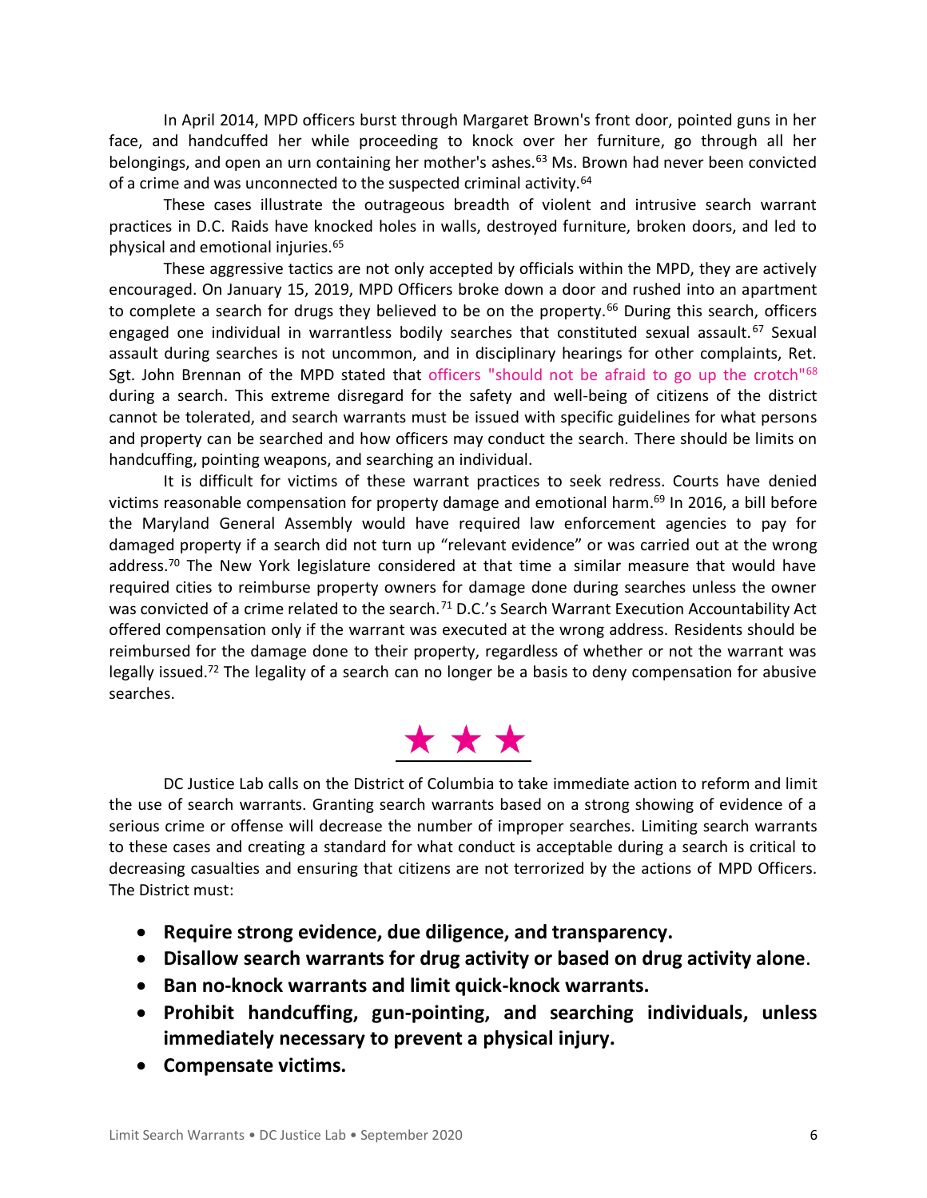In April 2014, MPD officers burst through Margaret Brown's front door, pointed guns in her face, and handcuffed her while proceeding to knock over her furniture, go through all her belongings, and open an urn containing her mother's ashes.[63] Ms. Brown had never been convicted of a crime and was unconnected to the suspected criminal activity.[64]

These cases illustrate the outrageous breadth of violent and intrusive search warrant practices in D.C. Raids have knocked holes in walls, destroyed furniture, broken doors, and led to physical and emotional injuries.[65]

These aggressive tactics are not only accepted by officials within the MPD, they are actively encouraged. On January 15, 2019, MPD Officers broke down a door and rushed into an apartment to complete a search for drugs they believed to be on the property.[66] During this search, officers engaged one individual in warrantless bodily searches that constituted sexual assault.[67] Sexual assault during searches is not uncommon, and in disciplinary hearings for other complaints, Ret. Sgt. John Brennan of the MPD stated that officers "should not be afraid to go up the crotch"[68] during a search. This extreme disregard for the safety and well-being of citizens of the district cannot be tolerated, and search warrants must be issued with specific guidelines for what persons and property can be searched and how officers may conduct the search. There should be limits on handcuffing, pointing weapons, and searching an individual.

It is difficult for victims of these warrant practices to seek redress. Courts have denied victims reasonable compensation for property damage and emotional harm.[69] In 2016, a bill before the Maryland General Assembly would have required law enforcement agencies to pay for damaged property if a search did not turn up "relevant evidence" or was carried out at the wrong address.[70] The New York legislature considered at that time a similar measure that would have required cities to reimburse property owners for damage done during searches unless the owner was convicted of a crime related to the search.[71] D.C.'s Search Warrant Execution Accountability Act offered compensation only if the warrant was executed at the wrong address. Residents should be reimbursed for the damage done to their property, regardless of whether or not the warrant was legally issued.[72] The legality of a search can no longer be a basis to deny compensation for abusive searches.

★ ★ ★

DC Justice Lab calls on the District of Columbia to take immediate action to reform and limit the use of search warrants. Granting search warrants based on a strong showing of evidence of a serious crime or offense will decrease the number of improper searches. Limiting search warrants to these cases and creating a standard for what conduct is acceptable during a search is critical to decreasing casualties and ensuring that citizens are not terrorized by the actions of MPD Officers. The District must:

- **Require strong evidence, due diligence, and transparency.**
- **Disallow search warrants for drug activity or based on drug activity alone**.
- **Ban no-knock warrants and limit quick-knock warrants.**
- **Prohibit handcuffing, gun-pointing, and searching individuals, unless immediately necessary to prevent a physical injury.**
- **Compensate victims.**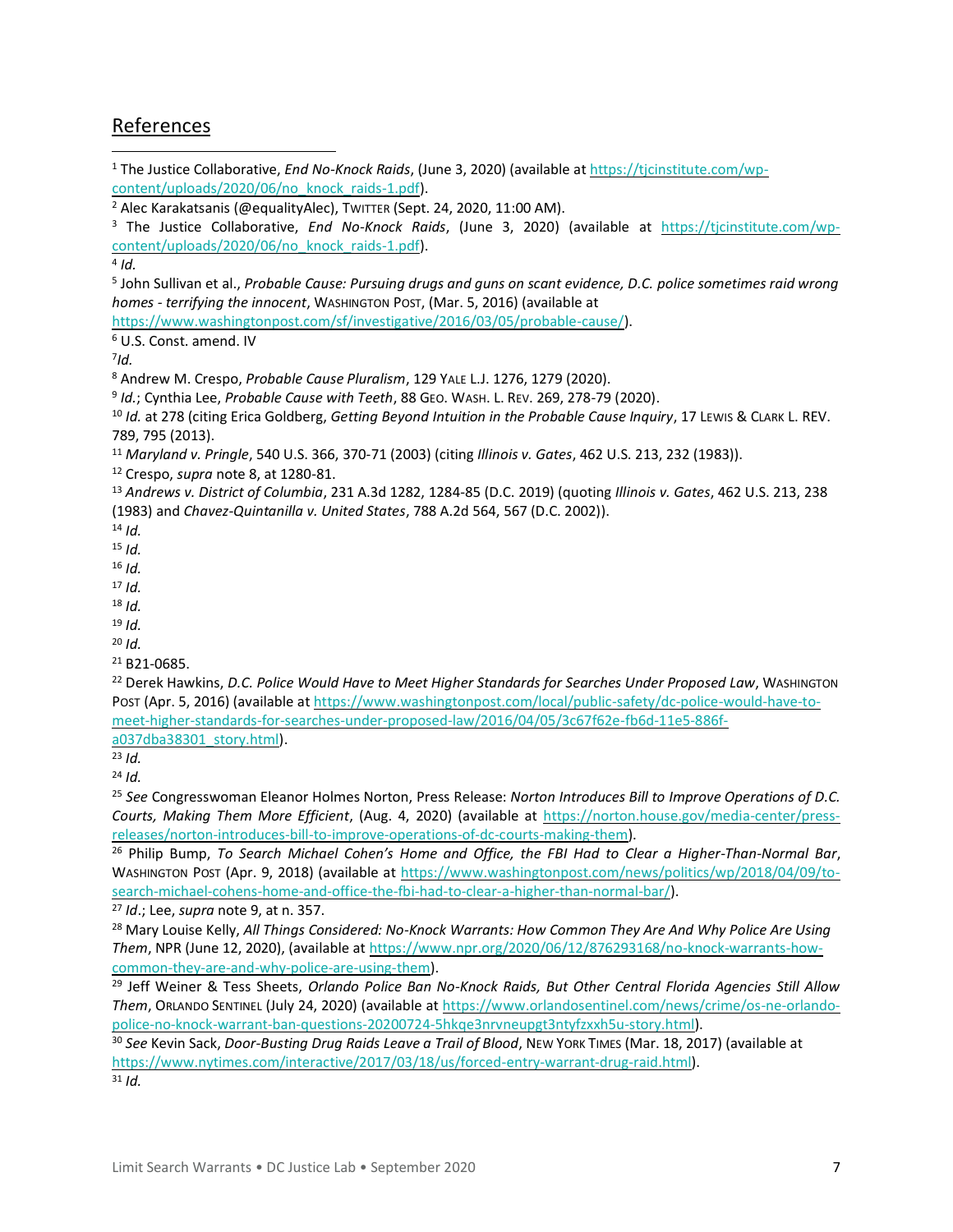## References

[1] The Justice Collaborative, *End No-Knock Raids*, (June 3, 2020) (available at https://tjcinstitute.com/wp-content/uploads/2020/06/no_knock_raids-1.pdf).

[2] Alec Karakatsanis (@equalityAlec), TWITTER (Sept. 24, 2020, 11:00 AM).

[3] The Justice Collaborative, *End No-Knock Raids*, (June 3, 2020) (available at https://tjcinstitute.com/wp-content/uploads/2020/06/no_knock_raids-1.pdf).

[4] *Id.*

[5] John Sullivan et al., *Probable Cause: Pursuing drugs and guns on scant evidence, D.C. police sometimes raid wrong homes - terrifying the innocent*, WASHINGTON POST, (Mar. 5, 2016) (available at https://www.washingtonpost.com/sf/investigative/2016/03/05/probable-cause/).

[6] U.S. Const. amend. IV

[7] *Id.*

[8] Andrew M. Crespo, *Probable Cause Pluralism*, 129 YALE L.J. 1276, 1279 (2020).

[9] *Id.*; Cynthia Lee, *Probable Cause with Teeth*, 88 GEO. WASH. L. REV. 269, 278-79 (2020).

[10] *Id.* at 278 (citing Erica Goldberg, *Getting Beyond Intuition in the Probable Cause Inquiry*, 17 LEWIS & CLARK L. REV. 789, 795 (2013).

[11] *Maryland v. Pringle*, 540 U.S. 366, 370-71 (2003) (citing *Illinois v. Gates*, 462 U.S. 213, 232 (1983)).

[12] Crespo, *supra* note 8, at 1280-81.

[13] *Andrews v. District of Columbia*, 231 A.3d 1282, 1284-85 (D.C. 2019) (quoting *Illinois v. Gates*, 462 U.S. 213, 238 (1983) and *Chavez-Quintanilla v. United States*, 788 A.2d 564, 567 (D.C. 2002)).

[14] *Id.*

[15] *Id.*

[16] *Id.*

[17] *Id.*

[18] *Id.*

[19] *Id.*

[20] *Id.*

[21] B21-0685.

[22] Derek Hawkins, *D.C. Police Would Have to Meet Higher Standards for Searches Under Proposed Law*, WASHINGTON POST (Apr. 5, 2016) (available at https://www.washingtonpost.com/local/public-safety/dc-police-would-have-to-meet-higher-standards-for-searches-under-proposed-law/2016/04/05/3c67f62e-fb6d-11e5-886f-a037dba38301_story.html).

[23] *Id.*

[24] *Id.*

[25] *See* Congresswoman Eleanor Holmes Norton, Press Release: *Norton Introduces Bill to Improve Operations of D.C. Courts, Making Them More Efficient*, (Aug. 4, 2020) (available at https://norton.house.gov/media-center/press-releases/norton-introduces-bill-to-improve-operations-of-dc-courts-making-them).

[26] Philip Bump, *To Search Michael Cohen's Home and Office, the FBI Had to Clear a Higher-Than-Normal Bar*, WASHINGTON POST (Apr. 9, 2018) (available at https://www.washingtonpost.com/news/politics/wp/2018/04/09/to-search-michael-cohens-home-and-office-the-fbi-had-to-clear-a-higher-than-normal-bar/).

[27] *Id*.; Lee, *supra* note 9, at n. 357.

[28] Mary Louise Kelly, *All Things Considered: No-Knock Warrants: How Common They Are And Why Police Are Using Them*, NPR (June 12, 2020), (available at https://www.npr.org/2020/06/12/876293168/no-knock-warrants-how-common-they-are-and-why-police-are-using-them).

[29] Jeff Weiner & Tess Sheets, *Orlando Police Ban No-Knock Raids, But Other Central Florida Agencies Still Allow Them*, ORLANDO SENTINEL (July 24, 2020) (available at https://www.orlandosentinel.com/news/crime/os-ne-orlando-police-no-knock-warrant-ban-questions-20200724-5hkqe3nrvneupgt3ntyfzxxh5u-story.html).

[30] *See* Kevin Sack, *Door-Busting Drug Raids Leave a Trail of Blood*, NEW YORK TIMES (Mar. 18, 2017) (available at https://www.nytimes.com/interactive/2017/03/18/us/forced-entry-warrant-drug-raid.html).

[31] *Id.*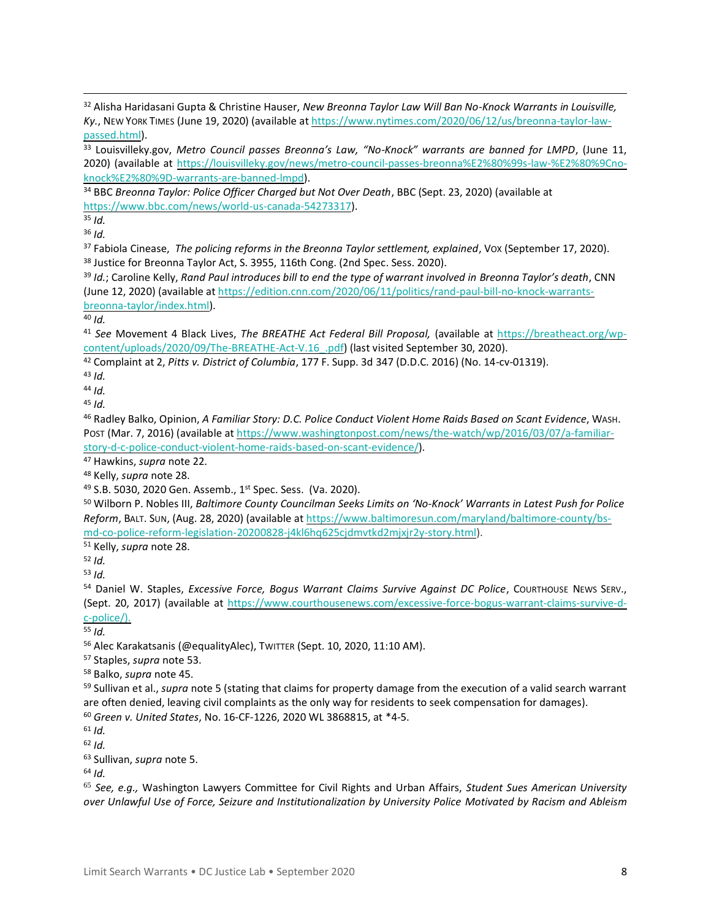[32] Alisha Haridasani Gupta & Christine Hauser, *New Breonna Taylor Law Will Ban No-Knock Warrants in Louisville, Ky.*, NEW YORK TIMES (June 19, 2020) (available at https://www.nytimes.com/2020/06/12/us/breonna-taylor-law-passed.html).

[33] Louisvilleky.gov, *Metro Council passes Breonna's Law, "No-Knock" warrants are banned for LMPD*, (June 11, 2020) (available at https://louisvilleky.gov/news/metro-council-passes-breonna%E2%80%99s-law-%E2%80%9Cno-knock%E2%80%9D-warrants-are-banned-lmpd).

[34] BBC *Breonna Taylor: Police Officer Charged but Not Over Death*, BBC (Sept. 23, 2020) (available at https://www.bbc.com/news/world-us-canada-54273317).

[35] *Id.*

[36] *Id.*

[37] Fabiola Cinease, *The policing reforms in the Breonna Taylor settlement, explained*, VOX (September 17, 2020).

[38] Justice for Breonna Taylor Act, S. 3955, 116th Cong. (2nd Spec. Sess. 2020).

[39] *Id.*; Caroline Kelly, *Rand Paul introduces bill to end the type of warrant involved in Breonna Taylor's death*, CNN (June 12, 2020) (available at https://edition.cnn.com/2020/06/11/politics/rand-paul-bill-no-knock-warrants-breonna-taylor/index.html).

[40] *Id.*

[41] *See* Movement 4 Black Lives, *The BREATHE Act Federal Bill Proposal,* (available at https://breatheact.org/wp-content/uploads/2020/09/The-BREATHE-Act-V.16_.pdf) (last visited September 30, 2020).

[42] Complaint at 2, *Pitts v. District of Columbia*, 177 F. Supp. 3d 347 (D.D.C. 2016) (No. 14-cv-01319).

[43] *Id.*

[44] *Id.*

[45] *Id.*

[46] Radley Balko, Opinion, *A Familiar Story: D.C. Police Conduct Violent Home Raids Based on Scant Evidence*, WASH. POST (Mar. 7, 2016) (available at https://www.washingtonpost.com/news/the-watch/wp/2016/03/07/a-familiar-story-d-c-police-conduct-violent-home-raids-based-on-scant-evidence/).

[47] Hawkins, *supra* note 22.

[48] Kelly, *supra* note 28.

[49] S.B. 5030, 2020 Gen. Assemb., 1st Spec. Sess. (Va. 2020).

[50] Wilborn P. Nobles III, *Baltimore County Councilman Seeks Limits on 'No-Knock' Warrants in Latest Push for Police Reform*, BALT. SUN, (Aug. 28, 2020) (available at https://www.baltimoresun.com/maryland/baltimore-county/bs-md-co-police-reform-legislation-20200828-j4kl6hq625cjdmvtkd2mjxjr2y-story.html).

[51] Kelly, *supra* note 28.

[52] *Id.*

[53] *Id.*

[54] Daniel W. Staples, *Excessive Force, Bogus Warrant Claims Survive Against DC Police*, COURTHOUSE NEWS SERV., (Sept. 20, 2017) (available at https://www.courthousenews.com/excessive-force-bogus-warrant-claims-survive-d-c-police/).

[55] *Id.*

[56] Alec Karakatsanis (@equalityAlec), TWITTER (Sept. 10, 2020, 11:10 AM).

[57] Staples, *supra* note 53.

[58] Balko, *supra* note 45.

[59] Sullivan et al., *supra* note 5 (stating that claims for property damage from the execution of a valid search warrant are often denied, leaving civil complaints as the only way for residents to seek compensation for damages).

[60] *Green v. United States*, No. 16-CF-1226, 2020 WL 3868815, at *4-5.

[61] *Id.*

[62] *Id.*

[63] Sullivan, *supra* note 5.

[64] *Id.*

[65] *See, e.g.,* Washington Lawyers Committee for Civil Rights and Urban Affairs, *Student Sues American University over Unlawful Use of Force, Seizure and Institutionalization by University Police Motivated by Racism and Ableism*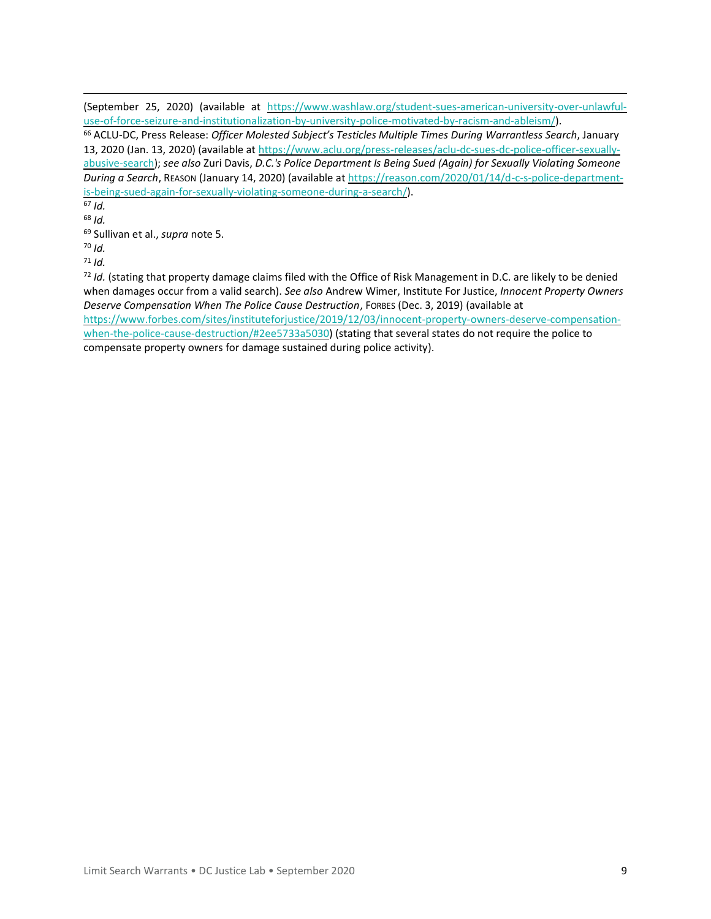(September 25, 2020) (available at https://www.washlaw.org/student-sues-american-university-over-unlawful-use-of-force-seizure-and-institutionalization-by-university-police-motivated-by-racism-and-ableism/).

[66] ACLU-DC, Press Release: *Officer Molested Subject's Testicles Multiple Times During Warrantless Search*, January 13, 2020 (Jan. 13, 2020) (available at https://www.aclu.org/press-releases/aclu-dc-sues-dc-police-officer-sexually-abusive-search); *see also* Zuri Davis, *D.C.'s Police Department Is Being Sued (Again) for Sexually Violating Someone During a Search*, REASON (January 14, 2020) (available at https://reason.com/2020/01/14/d-c-s-police-department-is-being-sued-again-for-sexually-violating-someone-during-a-search/).

[67] *Id.*

[68] *Id.*

[69] Sullivan et al., *supra* note 5.

[70] *Id.*

[71] *Id.*

[72] *Id.* (stating that property damage claims filed with the Office of Risk Management in D.C. are likely to be denied when damages occur from a valid search). *See also* Andrew Wimer, Institute For Justice, *Innocent Property Owners Deserve Compensation When The Police Cause Destruction*, FORBES (Dec. 3, 2019) (available at https://www.forbes.com/sites/instituteforjustice/2019/12/03/innocent-property-owners-deserve-compensation-when-the-police-cause-destruction/#2ee5733a5030) (stating that several states do not require the police to compensate property owners for damage sustained during police activity).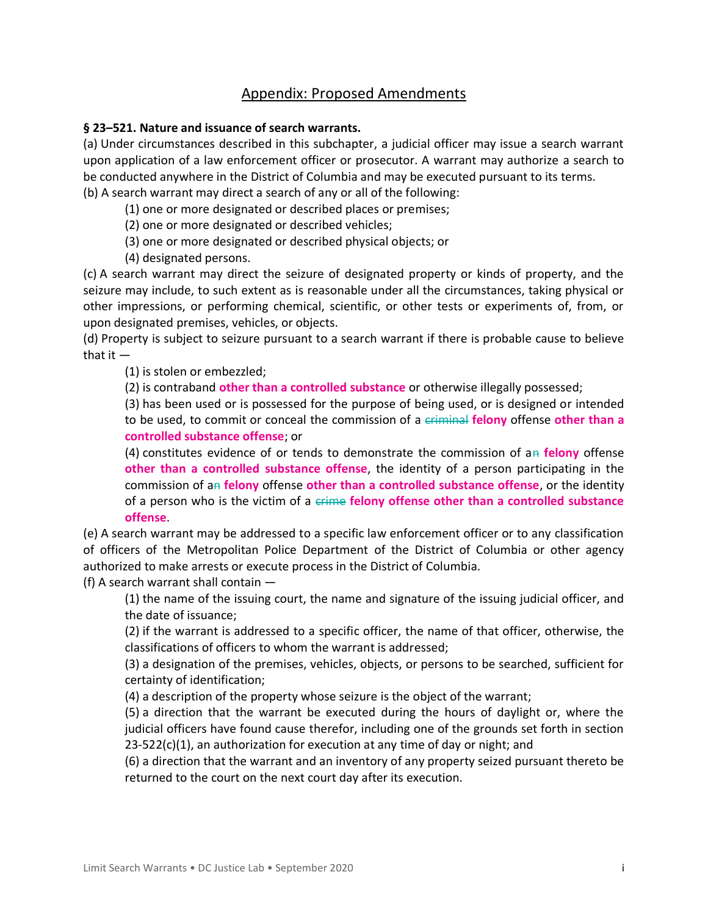## Appendix: Proposed Amendments

**§ 23–521. Nature and issuance of search warrants.**

(a) Under circumstances described in this subchapter, a judicial officer may issue a search warrant upon application of a law enforcement officer or prosecutor. A warrant may authorize a search to be conducted anywhere in the District of Columbia and may be executed pursuant to its terms.

(b) A search warrant may direct a search of any or all of the following:

(1) one or more designated or described places or premises;

(2) one or more designated or described vehicles;

(3) one or more designated or described physical objects; or

(4) designated persons.

(c) A search warrant may direct the seizure of designated property or kinds of property, and the seizure may include, to such extent as is reasonable under all the circumstances, taking physical or other impressions, or performing chemical, scientific, or other tests or experiments of, from, or upon designated premises, vehicles, or objects.

(d) Property is subject to seizure pursuant to a search warrant if there is probable cause to believe that it —

(1) is stolen or embezzled;

(2) is contraband **other than a controlled substance** or otherwise illegally possessed;

(3) has been used or is possessed for the purpose of being used, or is designed or intended to be used, to commit or conceal the commission of a ~~criminal~~ **felony** offense **other than a controlled substance offense**; or

(4) constitutes evidence of or tends to demonstrate the commission of a~~n~~ **felony** offense **other than a controlled substance offense**, the identity of a person participating in the commission of a~~n~~ **felony** offense **other than a controlled substance offense**, or the identity of a person who is the victim of a ~~crime~~ **felony offense other than a controlled substance offense**.

(e) A search warrant may be addressed to a specific law enforcement officer or to any classification of officers of the Metropolitan Police Department of the District of Columbia or other agency authorized to make arrests or execute process in the District of Columbia.

(f) A search warrant shall contain —

(1) the name of the issuing court, the name and signature of the issuing judicial officer, and the date of issuance;

(2) if the warrant is addressed to a specific officer, the name of that officer, otherwise, the classifications of officers to whom the warrant is addressed;

(3) a designation of the premises, vehicles, objects, or persons to be searched, sufficient for certainty of identification;

(4) a description of the property whose seizure is the object of the warrant;

(5) a direction that the warrant be executed during the hours of daylight or, where the judicial officers have found cause therefor, including one of the grounds set forth in section 23-522(c)(1), an authorization for execution at any time of day or night; and

(6) a direction that the warrant and an inventory of any property seized pursuant thereto be returned to the court on the next court day after its execution.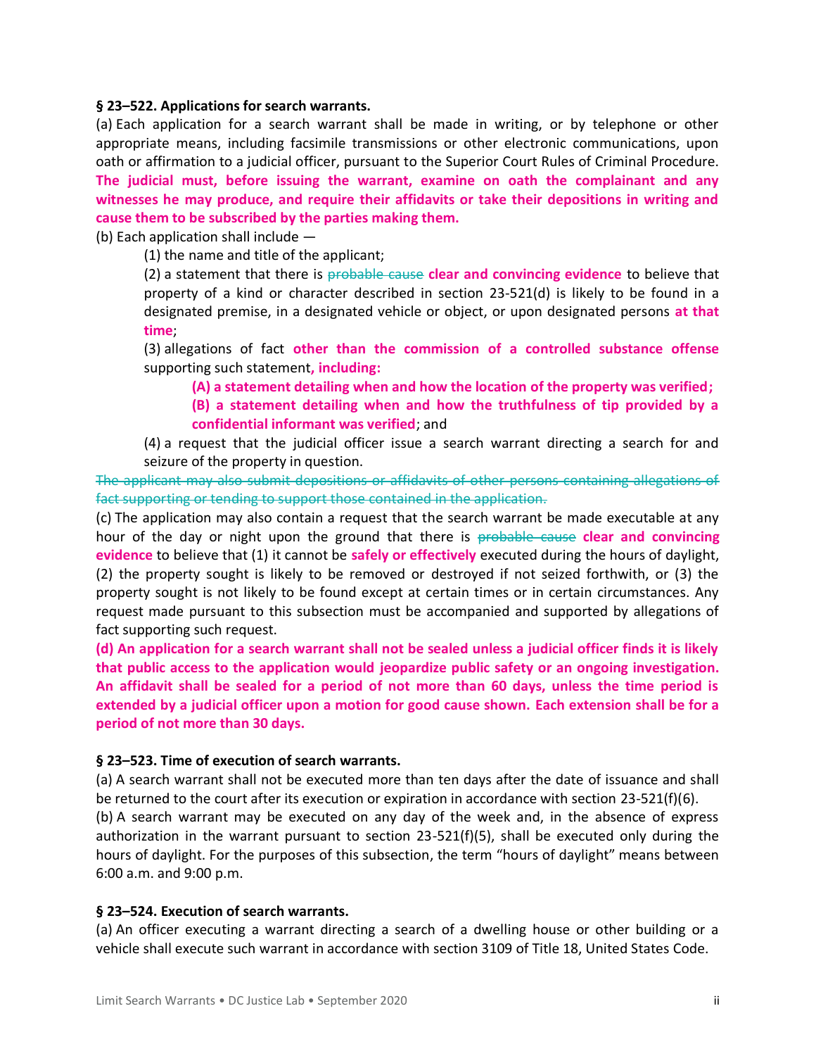**§ 23–522. Applications for search warrants.**

(a) Each application for a search warrant shall be made in writing, or by telephone or other appropriate means, including facsimile transmissions or other electronic communications, upon oath or affirmation to a judicial officer, pursuant to the Superior Court Rules of Criminal Procedure. **The judicial must, before issuing the warrant, examine on oath the complainant and any witnesses he may produce, and require their affidavits or take their depositions in writing and cause them to be subscribed by the parties making them.**

(b) Each application shall include —

(1) the name and title of the applicant;

(2) a statement that there is ~~probable cause~~ **clear and convincing evidence** to believe that property of a kind or character described in section 23-521(d) is likely to be found in a designated premise, in a designated vehicle or object, or upon designated persons **at that time**;

(3) allegations of fact **other than the commission of a controlled substance offense** supporting such statement**, including:**

**(A) a statement detailing when and how the location of the property was verified;**

**(B) a statement detailing when and how the truthfulness of tip provided by a confidential informant was verified**; and

(4) a request that the judicial officer issue a search warrant directing a search for and seizure of the property in question.

~~The applicant may also submit depositions or affidavits of other persons containing allegations of fact supporting or tending to support those contained in the application.~~

(c) The application may also contain a request that the search warrant be made executable at any hour of the day or night upon the ground that there is ~~probable cause~~ **clear and convincing evidence** to believe that (1) it cannot be **safely or effectively** executed during the hours of daylight, (2) the property sought is likely to be removed or destroyed if not seized forthwith, or (3) the property sought is not likely to be found except at certain times or in certain circumstances. Any request made pursuant to this subsection must be accompanied and supported by allegations of fact supporting such request.

**(d) An application for a search warrant shall not be sealed unless a judicial officer finds it is likely that public access to the application would jeopardize public safety or an ongoing investigation. An affidavit shall be sealed for a period of not more than 60 days, unless the time period is extended by a judicial officer upon a motion for good cause shown. Each extension shall be for a period of not more than 30 days.**

**§ 23–523. Time of execution of search warrants.**

(a) A search warrant shall not be executed more than ten days after the date of issuance and shall be returned to the court after its execution or expiration in accordance with section 23-521(f)(6).

(b) A search warrant may be executed on any day of the week and, in the absence of express authorization in the warrant pursuant to section 23-521(f)(5), shall be executed only during the hours of daylight. For the purposes of this subsection, the term "hours of daylight" means between 6:00 a.m. and 9:00 p.m.

**§ 23–524. Execution of search warrants.**

(a) An officer executing a warrant directing a search of a dwelling house or other building or a vehicle shall execute such warrant in accordance with section 3109 of Title 18, United States Code.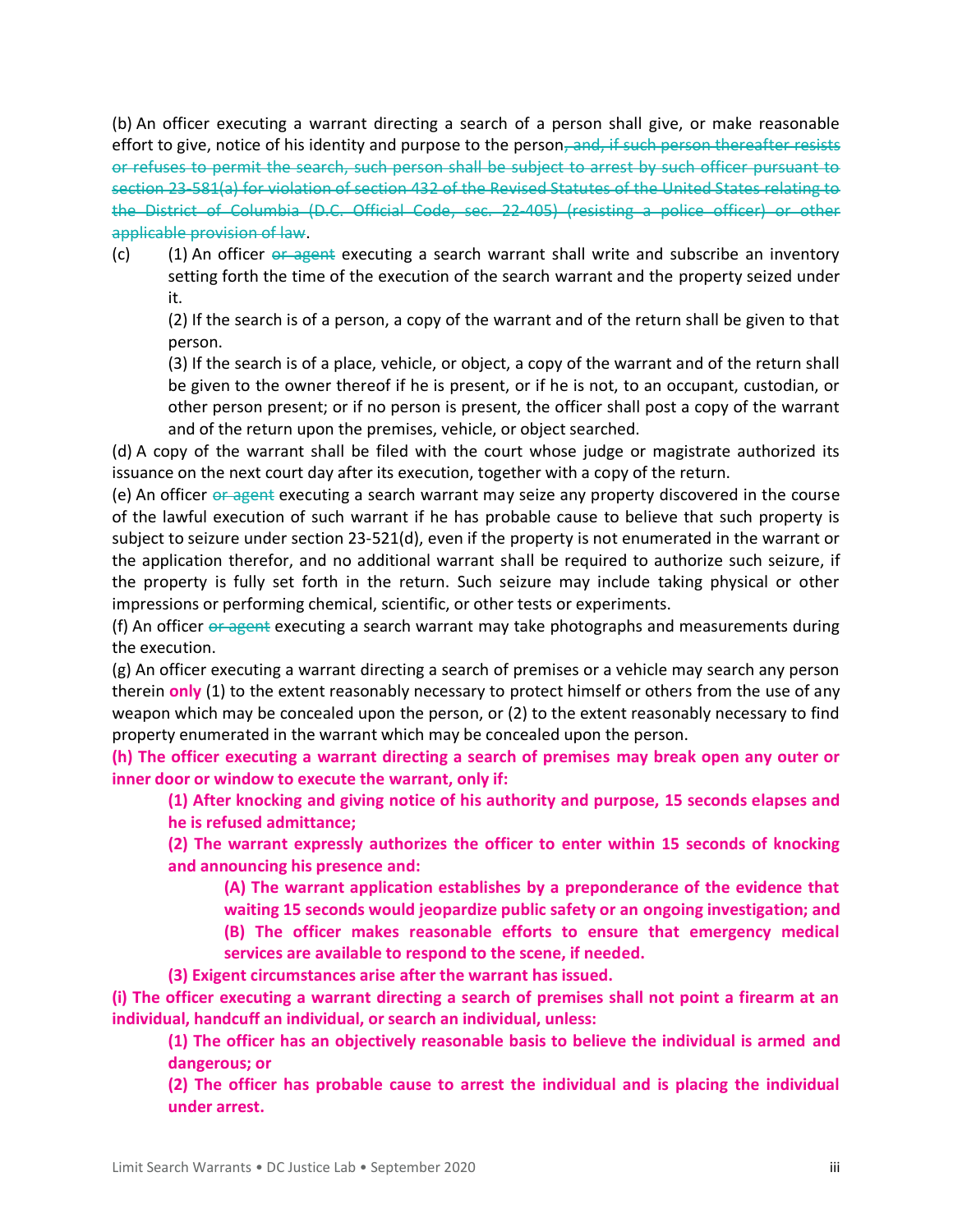(b) An officer executing a warrant directing a search of a person shall give, or make reasonable effort to give, notice of his identity and purpose to the person~~, and, if such person thereafter resists or refuses to permit the search, such person shall be subject to arrest by such officer pursuant to section 23-581(a) for violation of section 432 of the Revised Statutes of the United States relating to the District of Columbia (D.C. Official Code, sec. 22-405) (resisting a police officer) or other applicable provision of law~~.

(c) (1) An officer ~~or agent~~ executing a search warrant shall write and subscribe an inventory setting forth the time of the execution of the search warrant and the property seized under it.

(2) If the search is of a person, a copy of the warrant and of the return shall be given to that person.

(3) If the search is of a place, vehicle, or object, a copy of the warrant and of the return shall be given to the owner thereof if he is present, or if he is not, to an occupant, custodian, or other person present; or if no person is present, the officer shall post a copy of the warrant and of the return upon the premises, vehicle, or object searched.

(d) A copy of the warrant shall be filed with the court whose judge or magistrate authorized its issuance on the next court day after its execution, together with a copy of the return.

(e) An officer ~~or agent~~ executing a search warrant may seize any property discovered in the course of the lawful execution of such warrant if he has probable cause to believe that such property is subject to seizure under section 23-521(d), even if the property is not enumerated in the warrant or the application therefor, and no additional warrant shall be required to authorize such seizure, if the property is fully set forth in the return. Such seizure may include taking physical or other impressions or performing chemical, scientific, or other tests or experiments.

(f) An officer ~~or agent~~ executing a search warrant may take photographs and measurements during the execution.

(g) An officer executing a warrant directing a search of premises or a vehicle may search any person therein **only** (1) to the extent reasonably necessary to protect himself or others from the use of any weapon which may be concealed upon the person, or (2) to the extent reasonably necessary to find property enumerated in the warrant which may be concealed upon the person.

**(h) The officer executing a warrant directing a search of premises may break open any outer or inner door or window to execute the warrant, only if:**

> **(1) After knocking and giving notice of his authority and purpose, 15 seconds elapses and he is refused admittance;**
>
> **(2) The warrant expressly authorizes the officer to enter within 15 seconds of knocking and announcing his presence and:**
>
> > **(A) The warrant application establishes by a preponderance of the evidence that waiting 15 seconds would jeopardize public safety or an ongoing investigation; and**
> >
> > **(B) The officer makes reasonable efforts to ensure that emergency medical services are available to respond to the scene, if needed.**
>
> **(3) Exigent circumstances arise after the warrant has issued.**

**(i) The officer executing a warrant directing a search of premises shall not point a firearm at an individual, handcuff an individual, or search an individual, unless:**

> **(1) The officer has an objectively reasonable basis to believe the individual is armed and dangerous; or**
>
> **(2) The officer has probable cause to arrest the individual and is placing the individual under arrest.**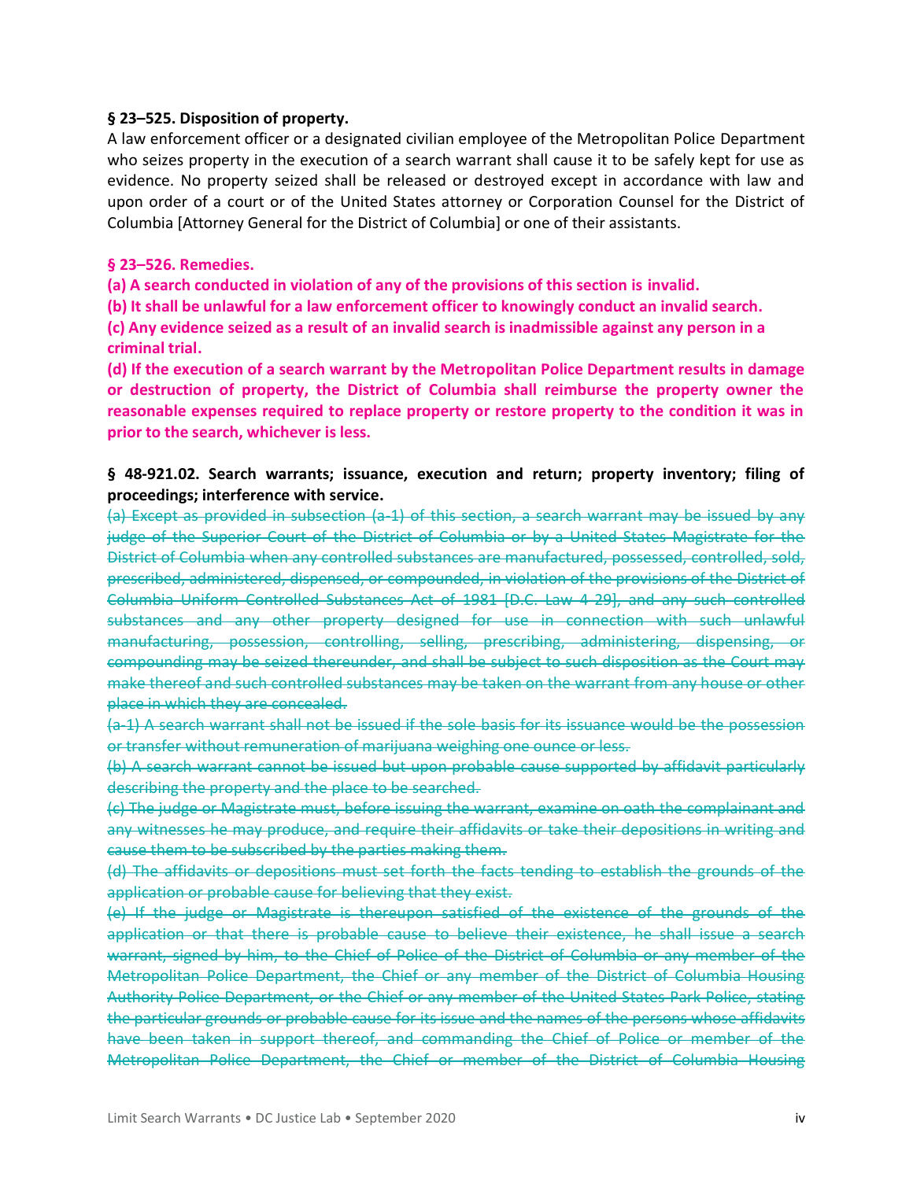**§ 23–525. Disposition of property.**

A law enforcement officer or a designated civilian employee of the Metropolitan Police Department who seizes property in the execution of a search warrant shall cause it to be safely kept for use as evidence. No property seized shall be released or destroyed except in accordance with law and upon order of a court or of the United States attorney or Corporation Counsel for the District of Columbia [Attorney General for the District of Columbia] or one of their assistants.

**§ 23–526. Remedies.**

**(a) A search conducted in violation of any of the provisions of this section is invalid.**

**(b) It shall be unlawful for a law enforcement officer to knowingly conduct an invalid search.**

**(c) Any evidence seized as a result of an invalid search is inadmissible against any person in a criminal trial.**

**(d) If the execution of a search warrant by the Metropolitan Police Department results in damage or destruction of property, the District of Columbia shall reimburse the property owner the reasonable expenses required to replace property or restore property to the condition it was in prior to the search, whichever is less.**

**§ 48-921.02. Search warrants; issuance, execution and return; property inventory; filing of proceedings; interference with service.**

~~(a) Except as provided in subsection (a-1) of this section, a search warrant may be issued by any judge of the Superior Court of the District of Columbia or by a United States Magistrate for the District of Columbia when any controlled substances are manufactured, possessed, controlled, sold, prescribed, administered, dispensed, or compounded, in violation of the provisions of the District of Columbia Uniform Controlled Substances Act of 1981 [D.C. Law 4-29], and any such controlled substances and any other property designed for use in connection with such unlawful manufacturing, possession, controlling, selling, prescribing, administering, dispensing, or compounding may be seized thereunder, and shall be subject to such disposition as the Court may make thereof and such controlled substances may be taken on the warrant from any house or other place in which they are concealed.~~

~~(a-1) A search warrant shall not be issued if the sole basis for its issuance would be the possession or transfer without remuneration of marijuana weighing one ounce or less.~~

~~(b) A search warrant cannot be issued but upon probable cause supported by affidavit particularly describing the property and the place to be searched.~~

~~(c) The judge or Magistrate must, before issuing the warrant, examine on oath the complainant and any witnesses he may produce, and require their affidavits or take their depositions in writing and cause them to be subscribed by the parties making them.~~

~~(d) The affidavits or depositions must set forth the facts tending to establish the grounds of the application or probable cause for believing that they exist.~~

~~(e) If the judge or Magistrate is thereupon satisfied of the existence of the grounds of the application or that there is probable cause to believe their existence, he shall issue a search warrant, signed by him, to the Chief of Police of the District of Columbia or any member of the Metropolitan Police Department, the Chief or any member of the District of Columbia Housing Authority Police Department, or the Chief or any member of the United States Park Police, stating the particular grounds or probable cause for its issue and the names of the persons whose affidavits have been taken in support thereof, and commanding the Chief of Police or member of the Metropolitan Police Department, the Chief or member of the District of Columbia Housing~~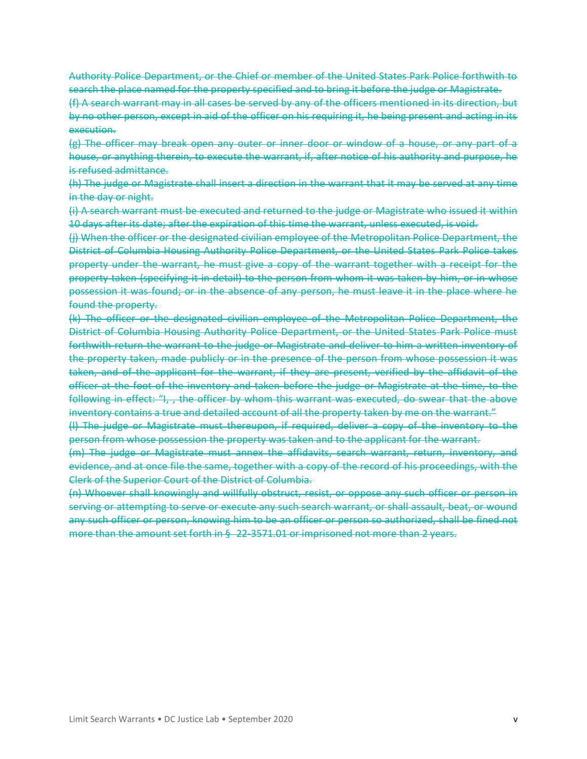~~Authority Police Department, or the Chief or member of the United States Park Police forthwith to search the place named for the property specified and to bring it before the judge or Magistrate.~~

~~(f) A search warrant may in all cases be served by any of the officers mentioned in its direction, but by no other person, except in aid of the officer on his requiring it, he being present and acting in its execution.~~

~~(g) The officer may break open any outer or inner door or window of a house, or any part of a house, or anything therein, to execute the warrant, if, after notice of his authority and purpose, he is refused admittance.~~

~~(h) The judge or Magistrate shall insert a direction in the warrant that it may be served at any time in the day or night.~~

~~(i) A search warrant must be executed and returned to the judge or Magistrate who issued it within 10 days after its date; after the expiration of this time the warrant, unless executed, is void.~~

~~(j) When the officer or the designated civilian employee of the Metropolitan Police Department, the District of Columbia Housing Authority Police Department, or the United States Park Police takes property under the warrant, he must give a copy of the warrant together with a receipt for the property taken (specifying it in detail) to the person from whom it was taken by him, or in whose possession it was found; or in the absence of any person, he must leave it in the place where he found the property.~~

~~(k) The officer or the designated civilian employee of the Metropolitan Police Department, the District of Columbia Housing Authority Police Department, or the United States Park Police must forthwith return the warrant to the judge or Magistrate and deliver to him a written inventory of the property taken, made publicly or in the presence of the person from whose possession it was taken, and of the applicant for the warrant, if they are present, verified by the affidavit of the officer at the foot of the inventory and taken before the judge or Magistrate at the time, to the following in effect: "I, , the officer by whom this warrant was executed, do swear that the above inventory contains a true and detailed account of all the property taken by me on the warrant."~~

~~(l) The judge or Magistrate must thereupon, if required, deliver a copy of the inventory to the person from whose possession the property was taken and to the applicant for the warrant.~~

~~(m) The judge or Magistrate must annex the affidavits, search warrant, return, inventory, and evidence, and at once file the same, together with a copy of the record of his proceedings, with the Clerk of the Superior Court of the District of Columbia.~~

~~(n) Whoever shall knowingly and willfully obstruct, resist, or oppose any such officer or person in serving or attempting to serve or execute any such search warrant, or shall assault, beat, or wound any such officer or person, knowing him to be an officer or person so authorized, shall be fined not more than the amount set forth in § 22-3571.01 or imprisoned not more than 2 years.~~